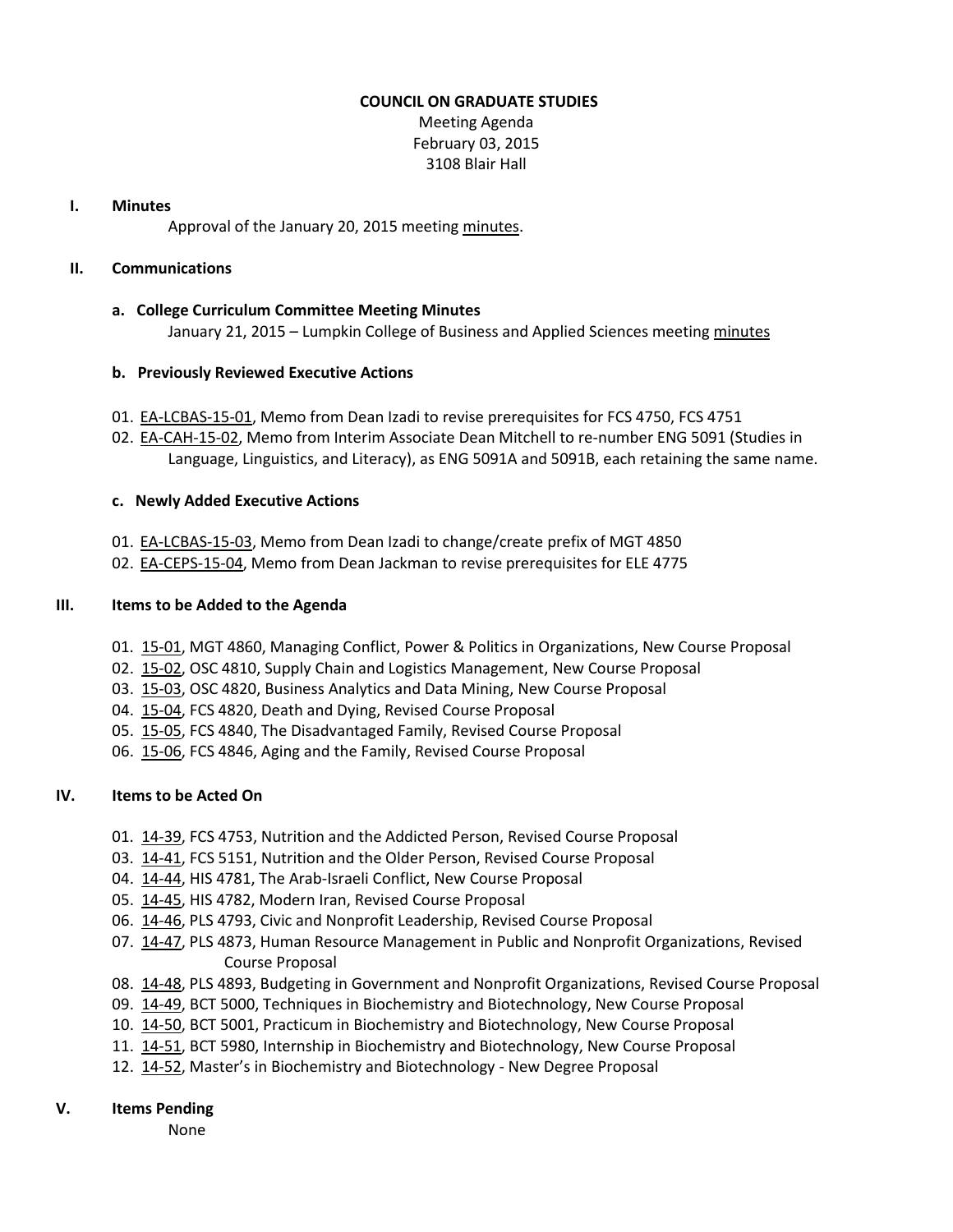**COUNCIL ON GRADUATE STUDIES**

Meeting Agenda
February 03, 2015
3108 Blair Hall

## I. Minutes

Approval of the January 20, 2015 meeting minutes.

## II. Communications

### a. College Curriculum Committee Meeting Minutes

January 21, 2015 – Lumpkin College of Business and Applied Sciences meeting minutes

### b. Previously Reviewed Executive Actions

01. EA-LCBAS-15-01, Memo from Dean Izadi to revise prerequisites for FCS 4750, FCS 4751
02. EA-CAH-15-02, Memo from Interim Associate Dean Mitchell to re-number ENG 5091 (Studies in Language, Linguistics, and Literacy), as ENG 5091A and 5091B, each retaining the same name.

### c. Newly Added Executive Actions

01. EA-LCBAS-15-03, Memo from Dean Izadi to change/create prefix of MGT 4850
02. EA-CEPS-15-04, Memo from Dean Jackman to revise prerequisites for ELE 4775

## III. Items to be Added to the Agenda

01. 15-01, MGT 4860, Managing Conflict, Power & Politics in Organizations, New Course Proposal
02. 15-02, OSC 4810, Supply Chain and Logistics Management, New Course Proposal
03. 15-03, OSC 4820, Business Analytics and Data Mining, New Course Proposal
04. 15-04, FCS 4820, Death and Dying, Revised Course Proposal
05. 15-05, FCS 4840, The Disadvantaged Family, Revised Course Proposal
06. 15-06, FCS 4846, Aging and the Family, Revised Course Proposal

## IV. Items to be Acted On

01. 14-39, FCS 4753, Nutrition and the Addicted Person, Revised Course Proposal
03. 14-41, FCS 5151, Nutrition and the Older Person, Revised Course Proposal
04. 14-44, HIS 4781, The Arab-Israeli Conflict, New Course Proposal
05. 14-45, HIS 4782, Modern Iran, Revised Course Proposal
06. 14-46, PLS 4793, Civic and Nonprofit Leadership, Revised Course Proposal
07. 14-47, PLS 4873, Human Resource Management in Public and Nonprofit Organizations, Revised Course Proposal
08. 14-48, PLS 4893, Budgeting in Government and Nonprofit Organizations, Revised Course Proposal
09. 14-49, BCT 5000, Techniques in Biochemistry and Biotechnology, New Course Proposal
10. 14-50, BCT 5001, Practicum in Biochemistry and Biotechnology, New Course Proposal
11. 14-51, BCT 5980, Internship in Biochemistry and Biotechnology, New Course Proposal
12. 14-52, Master's in Biochemistry and Biotechnology - New Degree Proposal

## V. Items Pending

None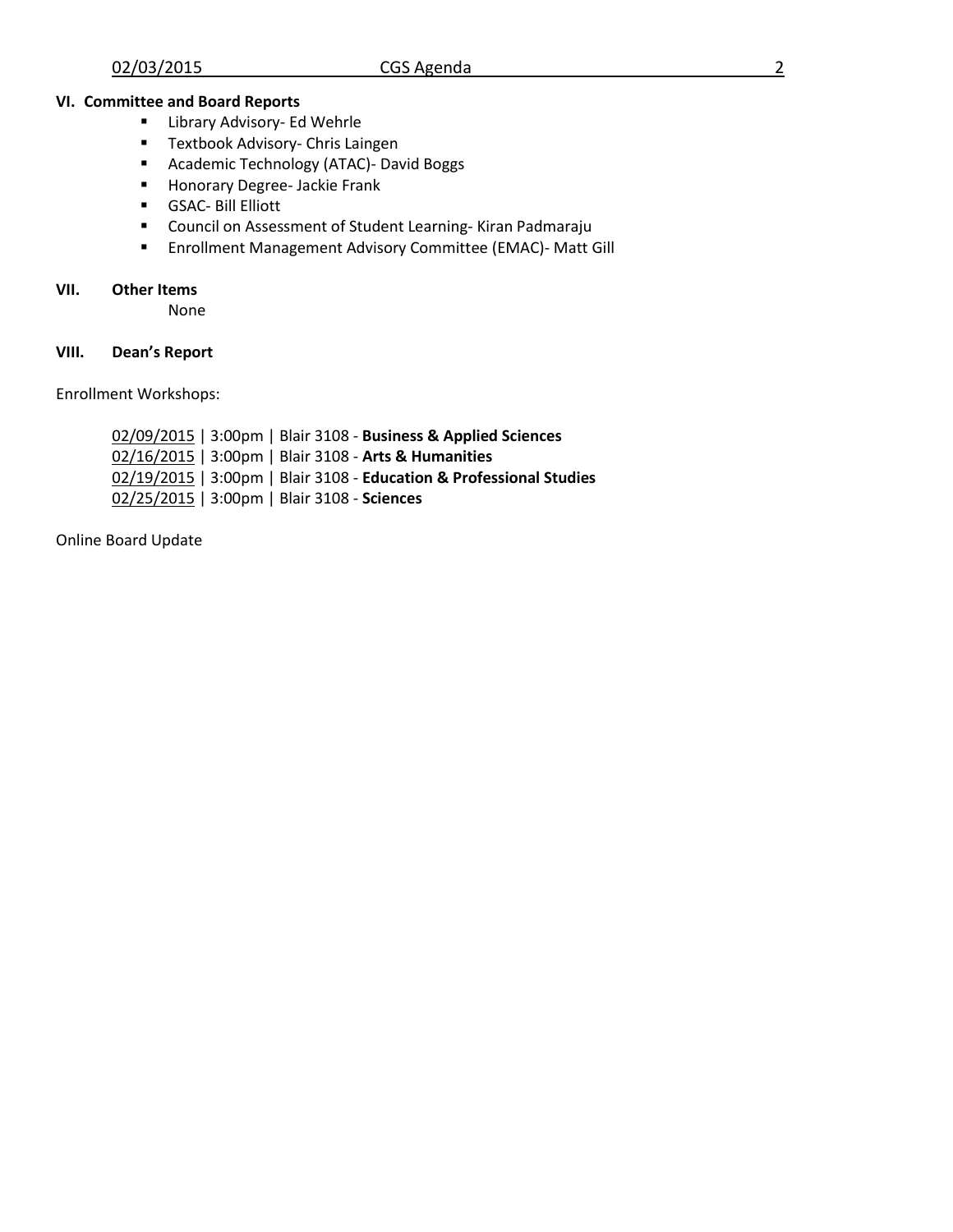**VI. Committee and Board Reports**

- Library Advisory- Ed Wehrle
- Textbook Advisory- Chris Laingen
- Academic Technology (ATAC)- David Boggs
- Honorary Degree- Jackie Frank
- GSAC- Bill Elliott
- Council on Assessment of Student Learning- Kiran Padmaraju
- Enrollment Management Advisory Committee (EMAC)- Matt Gill

**VII. Other Items**

None

**VIII. Dean's Report**

Enrollment Workshops:

02/09/2015 | 3:00pm | Blair 3108 - **Business & Applied Sciences**
02/16/2015 | 3:00pm | Blair 3108 - **Arts & Humanities**
02/19/2015 | 3:00pm | Blair 3108 - **Education & Professional Studies**
02/25/2015 | 3:00pm | Blair 3108 - **Sciences**

Online Board Update